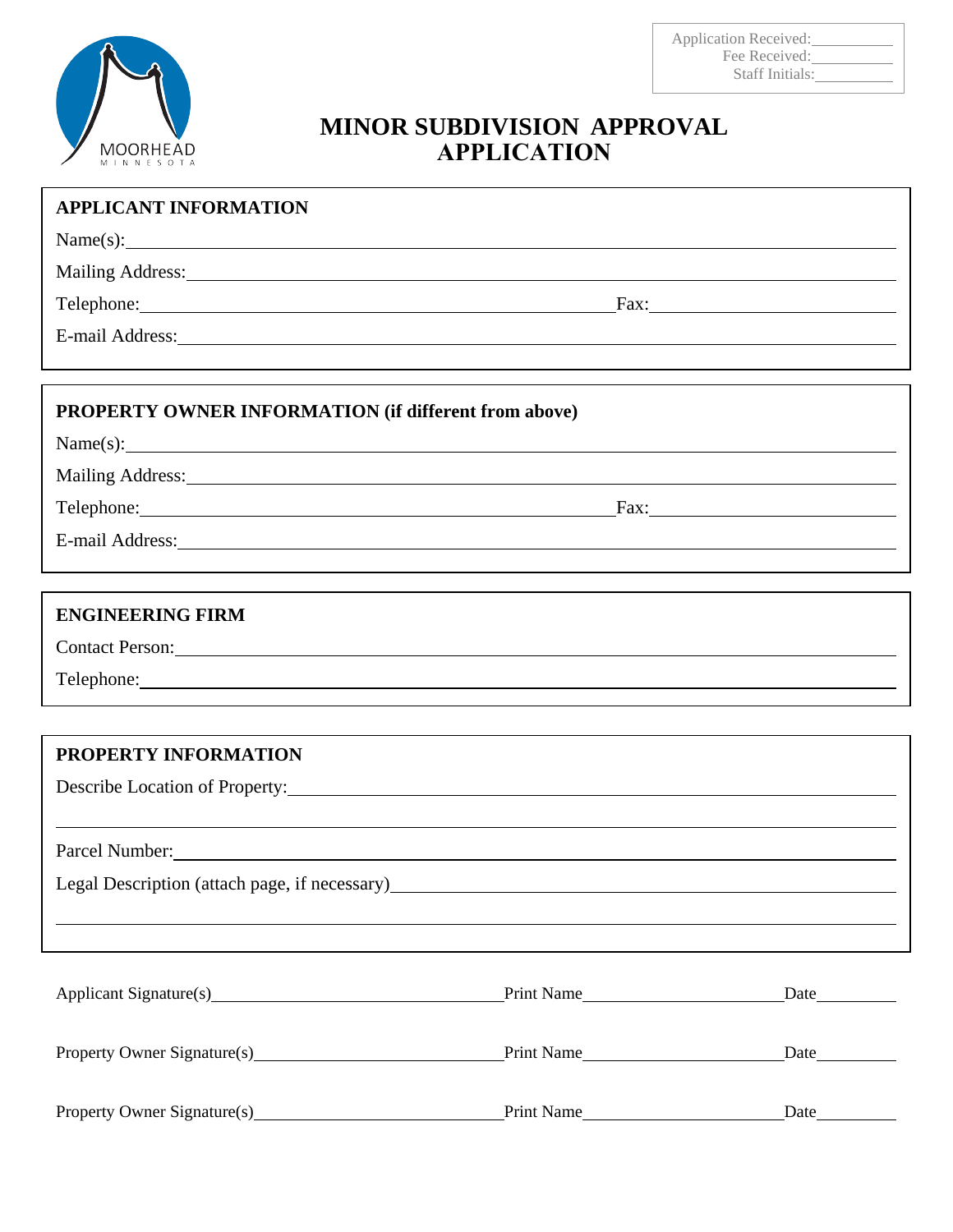MOORHEAD
MINNESOTA

Application Received: __________
Fee Received: __________
Staff Initials: __________

# MINOR SUBDIVISION APPROVAL APPLICATION

## APPLICANT INFORMATION

Name(s): ____________________

Mailing Address: ____________________

Telephone: ____________________ Fax: ____________________

E-mail Address: ____________________

## PROPERTY OWNER INFORMATION (if different from above)

Name(s): ____________________

Mailing Address: ____________________

Telephone: ____________________ Fax: ____________________

E-mail Address: ____________________

## ENGINEERING FIRM

Contact Person: ____________________

Telephone: ____________________

## PROPERTY INFORMATION

Describe Location of Property: ____________________

____________________

Parcel Number: ____________________

Legal Description (attach page, if necessary) ____________________

____________________

Applicant Signature(s) ____________________ Print Name ____________________ Date __________

Property Owner Signature(s) ____________________ Print Name ____________________ Date __________

Property Owner Signature(s) ____________________ Print Name ____________________ Date __________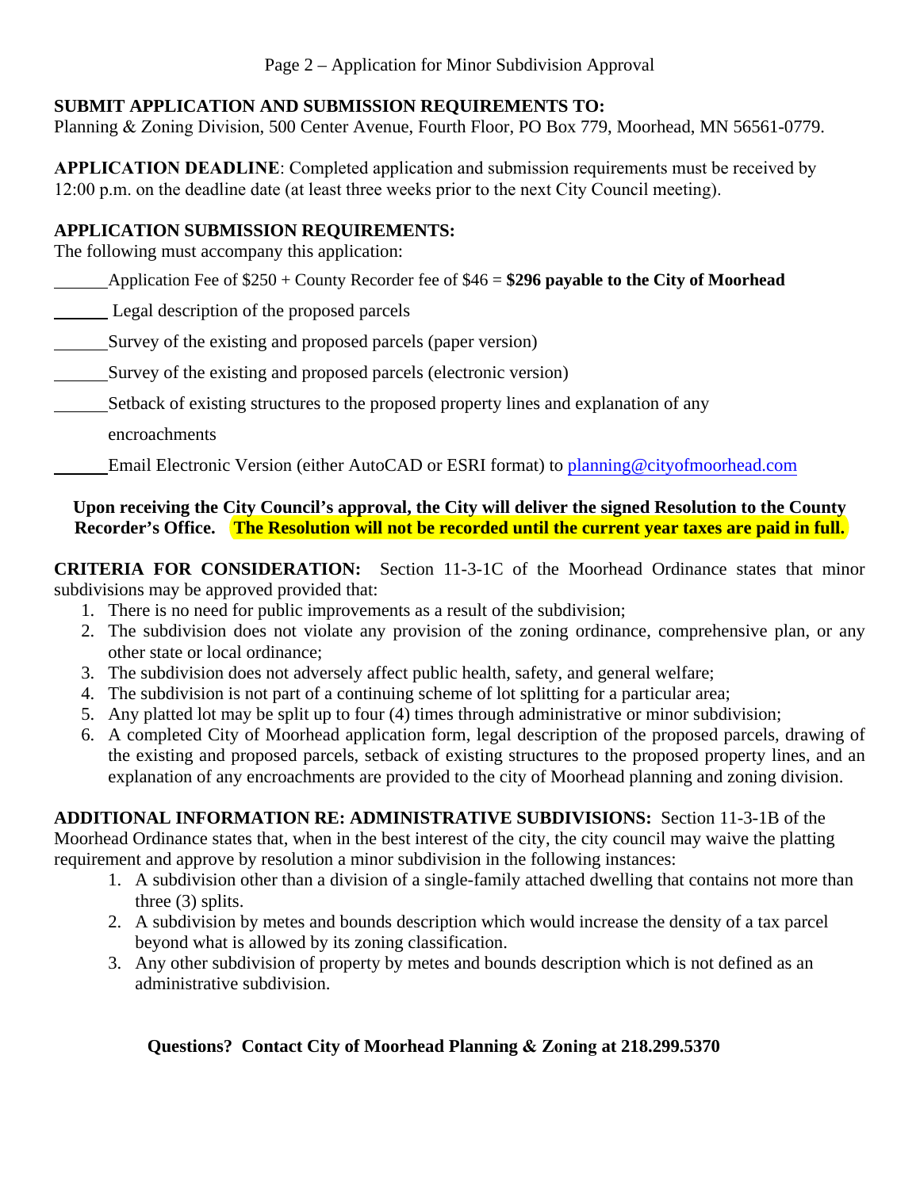**SUBMIT APPLICATION AND SUBMISSION REQUIREMENTS TO:**
Planning & Zoning Division, 500 Center Avenue, Fourth Floor, PO Box 779, Moorhead, MN 56561-0779.

**APPLICATION DEADLINE**: Completed application and submission requirements must be received by 12:00 p.m. on the deadline date (at least three weeks prior to the next City Council meeting).

**APPLICATION SUBMISSION REQUIREMENTS:**
The following must accompany this application:

______Application Fee of $250 + County Recorder fee of $46 = **$296 payable to the City of Moorhead**

______ Legal description of the proposed parcels

______Survey of the existing and proposed parcels (paper version)

______Survey of the existing and proposed parcels (electronic version)

______Setback of existing structures to the proposed property lines and explanation of any encroachments

______Email Electronic Version (either AutoCAD or ESRI format) to planning@cityofmoorhead.com

**Upon receiving the City Council's approval, the City will deliver the signed Resolution to the County Recorder's Office. The Resolution will not be recorded until the current year taxes are paid in full.**

**CRITERIA FOR CONSIDERATION:** Section 11-3-1C of the Moorhead Ordinance states that minor subdivisions may be approved provided that:

1. There is no need for public improvements as a result of the subdivision;
2. The subdivision does not violate any provision of the zoning ordinance, comprehensive plan, or any other state or local ordinance;
3. The subdivision does not adversely affect public health, safety, and general welfare;
4. The subdivision is not part of a continuing scheme of lot splitting for a particular area;
5. Any platted lot may be split up to four (4) times through administrative or minor subdivision;
6. A completed City of Moorhead application form, legal description of the proposed parcels, drawing of the existing and proposed parcels, setback of existing structures to the proposed property lines, and an explanation of any encroachments are provided to the city of Moorhead planning and zoning division.

**ADDITIONAL INFORMATION RE: ADMINISTRATIVE SUBDIVISIONS:** Section 11-3-1B of the Moorhead Ordinance states that, when in the best interest of the city, the city council may waive the platting requirement and approve by resolution a minor subdivision in the following instances:

1. A subdivision other than a division of a single-family attached dwelling that contains not more than three (3) splits.
2. A subdivision by metes and bounds description which would increase the density of a tax parcel beyond what is allowed by its zoning classification.
3. Any other subdivision of property by metes and bounds description which is not defined as an administrative subdivision.

**Questions? Contact City of Moorhead Planning & Zoning at 218.299.5370**